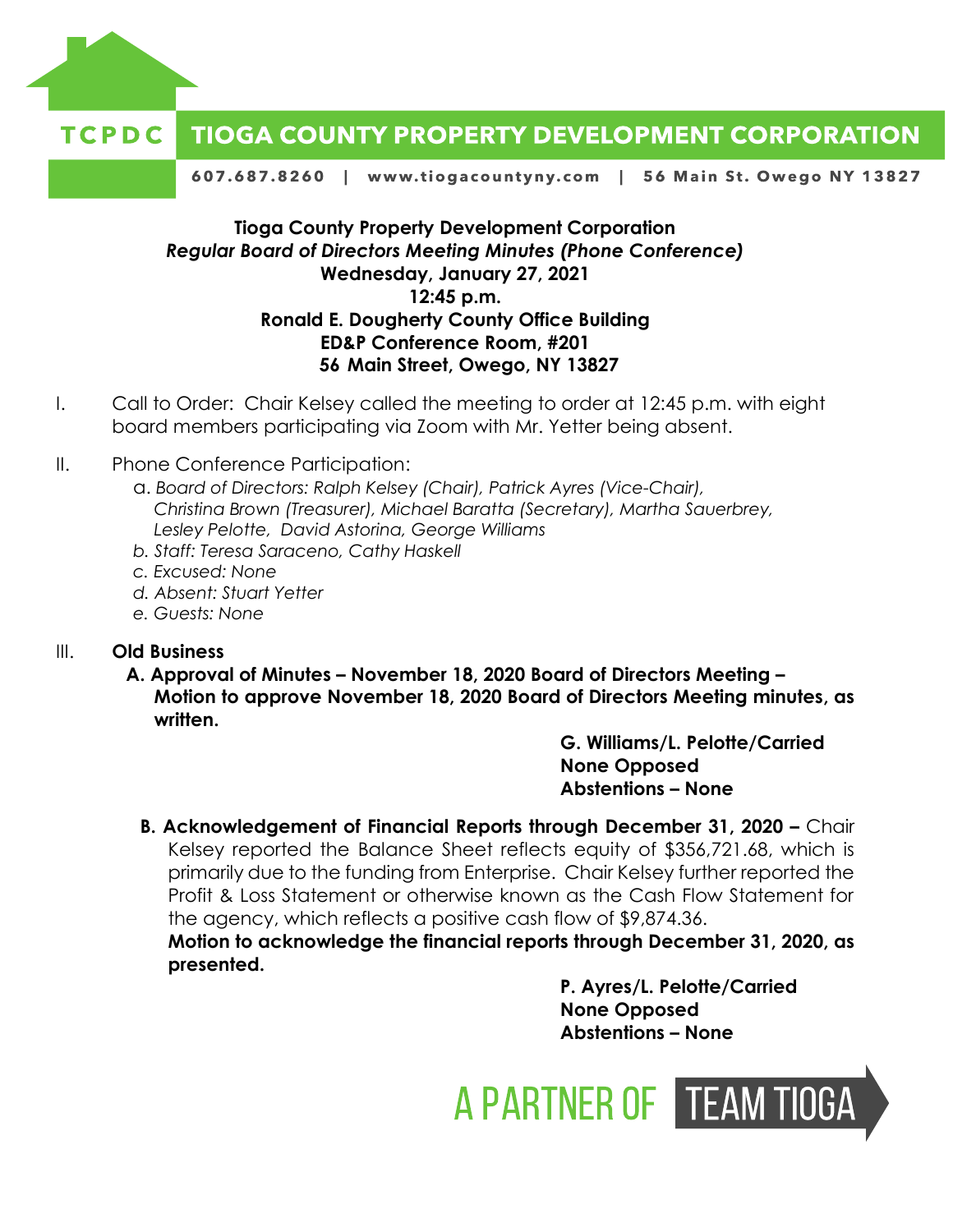**TCPDC TIOGA COUNTY PROPERTY DEVELOPMENT CORPORATION**

**607.687.8260 | www.tiogacountyny.com | 56 Main St. Owego NY 13827**

**Tioga County Property Development Corporation**
***Regular Board of Directors Meeting Minutes (Phone Conference)***
**Wednesday, January 27, 2021**
**12:45 p.m.**
**Ronald E. Dougherty County Office Building**
**ED&P Conference Room, #201**
**56 Main Street, Owego, NY 13827**

I. Call to Order: Chair Kelsey called the meeting to order at 12:45 p.m. with eight board members participating via Zoom with Mr. Yetter being absent.

II. Phone Conference Participation:

   a. *Board of Directors: Ralph Kelsey (Chair), Patrick Ayres (Vice-Chair), Christina Brown (Treasurer), Michael Baratta (Secretary), Martha Sauerbrey, Lesley Pelotte, David Astorina, George Williams*
   b. *Staff: Teresa Saraceno, Cathy Haskell*
   c. *Excused: None*
   d. *Absent: Stuart Yetter*
   e. *Guests: None*

III. **Old Business**

   **A. Approval of Minutes – November 18, 2020 Board of Directors Meeting – Motion to approve November 18, 2020 Board of Directors Meeting minutes, as written.**

   **G. Williams/L. Pelotte/Carried**
   **None Opposed**
   **Abstentions – None**

   **B. Acknowledgement of Financial Reports through December 31, 2020 –** Chair Kelsey reported the Balance Sheet reflects equity of $356,721.68, which is primarily due to the funding from Enterprise. Chair Kelsey further reported the Profit & Loss Statement or otherwise known as the Cash Flow Statement for the agency, which reflects a positive cash flow of $9,874.36.
   **Motion to acknowledge the financial reports through December 31, 2020, as presented.**

   **P. Ayres/L. Pelotte/Carried**
   **None Opposed**
   **Abstentions – None**

A PARTNER OF TEAM TIOGA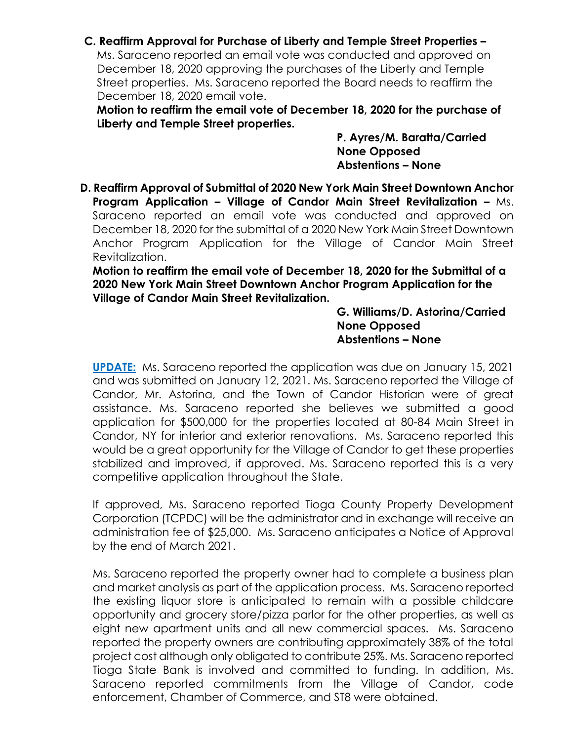**C. Reaffirm Approval for Purchase of Liberty and Temple Street Properties –** Ms. Saraceno reported an email vote was conducted and approved on December 18, 2020 approving the purchases of the Liberty and Temple Street properties. Ms. Saraceno reported the Board needs to reaffirm the December 18, 2020 email vote.

**Motion to reaffirm the email vote of December 18, 2020 for the purchase of Liberty and Temple Street properties.**

**P. Ayres/M. Baratta/Carried**
**None Opposed**
**Abstentions – None**

**D. Reaffirm Approval of Submittal of 2020 New York Main Street Downtown Anchor Program Application – Village of Candor Main Street Revitalization –** Ms. Saraceno reported an email vote was conducted and approved on December 18, 2020 for the submittal of a 2020 New York Main Street Downtown Anchor Program Application for the Village of Candor Main Street Revitalization.

**Motion to reaffirm the email vote of December 18, 2020 for the Submittal of a 2020 New York Main Street Downtown Anchor Program Application for the Village of Candor Main Street Revitalization.**

**G. Williams/D. Astorina/Carried**
**None Opposed**
**Abstentions – None**

**UPDATE:** Ms. Saraceno reported the application was due on January 15, 2021 and was submitted on January 12, 2021. Ms. Saraceno reported the Village of Candor, Mr. Astorina, and the Town of Candor Historian were of great assistance. Ms. Saraceno reported she believes we submitted a good application for $500,000 for the properties located at 80-84 Main Street in Candor, NY for interior and exterior renovations. Ms. Saraceno reported this would be a great opportunity for the Village of Candor to get these properties stabilized and improved, if approved. Ms. Saraceno reported this is a very competitive application throughout the State.

If approved, Ms. Saraceno reported Tioga County Property Development Corporation (TCPDC) will be the administrator and in exchange will receive an administration fee of $25,000. Ms. Saraceno anticipates a Notice of Approval by the end of March 2021.

Ms. Saraceno reported the property owner had to complete a business plan and market analysis as part of the application process. Ms. Saraceno reported the existing liquor store is anticipated to remain with a possible childcare opportunity and grocery store/pizza parlor for the other properties, as well as eight new apartment units and all new commercial spaces. Ms. Saraceno reported the property owners are contributing approximately 38% of the total project cost although only obligated to contribute 25%. Ms. Saraceno reported Tioga State Bank is involved and committed to funding. In addition, Ms. Saraceno reported commitments from the Village of Candor, code enforcement, Chamber of Commerce, and ST8 were obtained.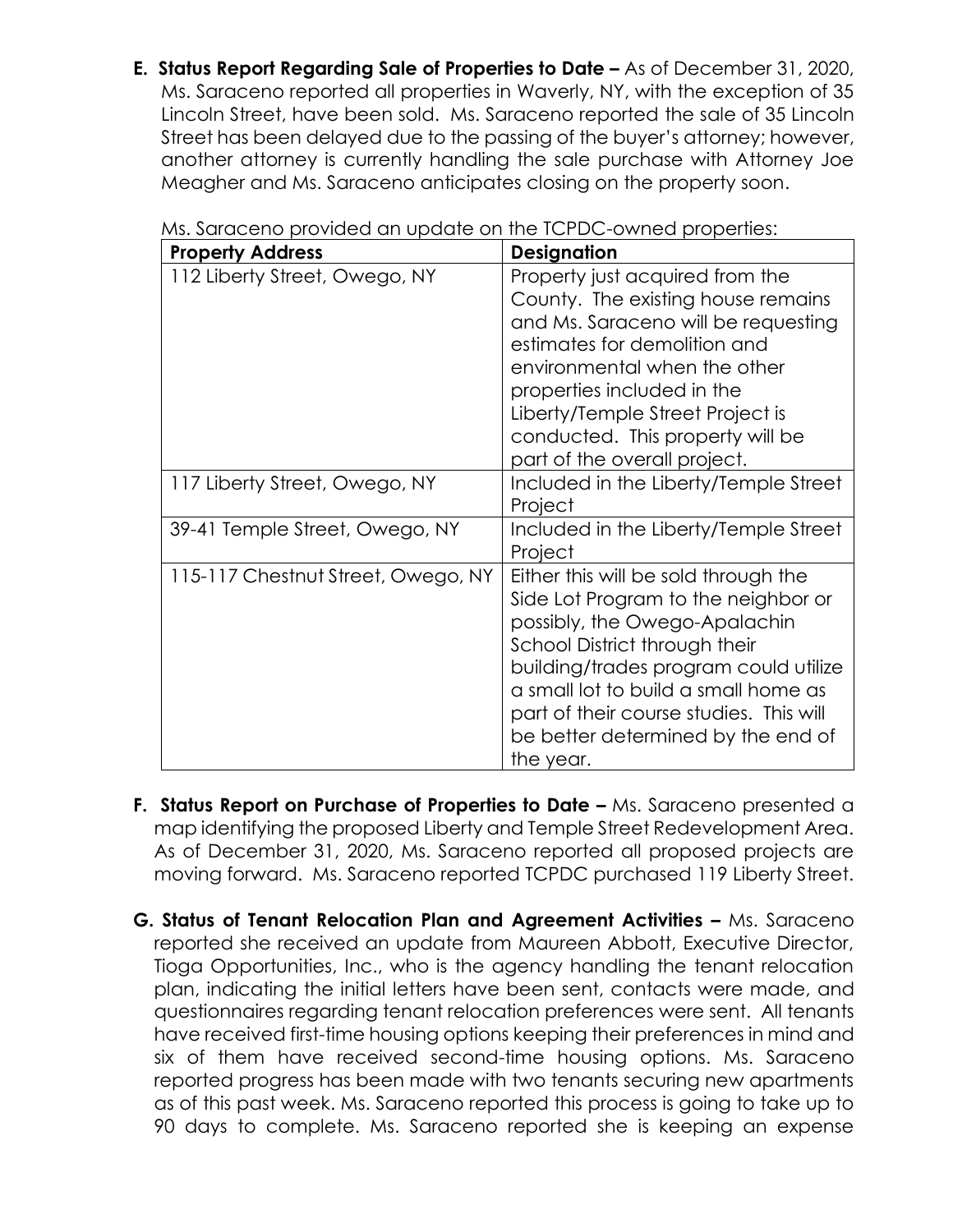**E. Status Report Regarding Sale of Properties to Date –** As of December 31, 2020, Ms. Saraceno reported all properties in Waverly, NY, with the exception of 35 Lincoln Street, have been sold. Ms. Saraceno reported the sale of 35 Lincoln Street has been delayed due to the passing of the buyer's attorney; however, another attorney is currently handling the sale purchase with Attorney Joe Meagher and Ms. Saraceno anticipates closing on the property soon.

Ms. Saraceno provided an update on the TCPDC-owned properties:

| **Property Address** | **Designation** |
|---|---|
| 112 Liberty Street, Owego, NY | Property just acquired from the County. The existing house remains and Ms. Saraceno will be requesting estimates for demolition and environmental when the other properties included in the Liberty/Temple Street Project is conducted. This property will be part of the overall project. |
| 117 Liberty Street, Owego, NY | Included in the Liberty/Temple Street Project |
| 39-41 Temple Street, Owego, NY | Included in the Liberty/Temple Street Project |
| 115-117 Chestnut Street, Owego, NY | Either this will be sold through the Side Lot Program to the neighbor or possibly, the Owego-Apalachin School District through their building/trades program could utilize a small lot to build a small home as part of their course studies. This will be better determined by the end of the year. |

**F. Status Report on Purchase of Properties to Date –** Ms. Saraceno presented a map identifying the proposed Liberty and Temple Street Redevelopment Area. As of December 31, 2020, Ms. Saraceno reported all proposed projects are moving forward. Ms. Saraceno reported TCPDC purchased 119 Liberty Street.

**G. Status of Tenant Relocation Plan and Agreement Activities –** Ms. Saraceno reported she received an update from Maureen Abbott, Executive Director, Tioga Opportunities, Inc., who is the agency handling the tenant relocation plan, indicating the initial letters have been sent, contacts were made, and questionnaires regarding tenant relocation preferences were sent. All tenants have received first-time housing options keeping their preferences in mind and six of them have received second-time housing options. Ms. Saraceno reported progress has been made with two tenants securing new apartments as of this past week. Ms. Saraceno reported this process is going to take up to 90 days to complete. Ms. Saraceno reported she is keeping an expense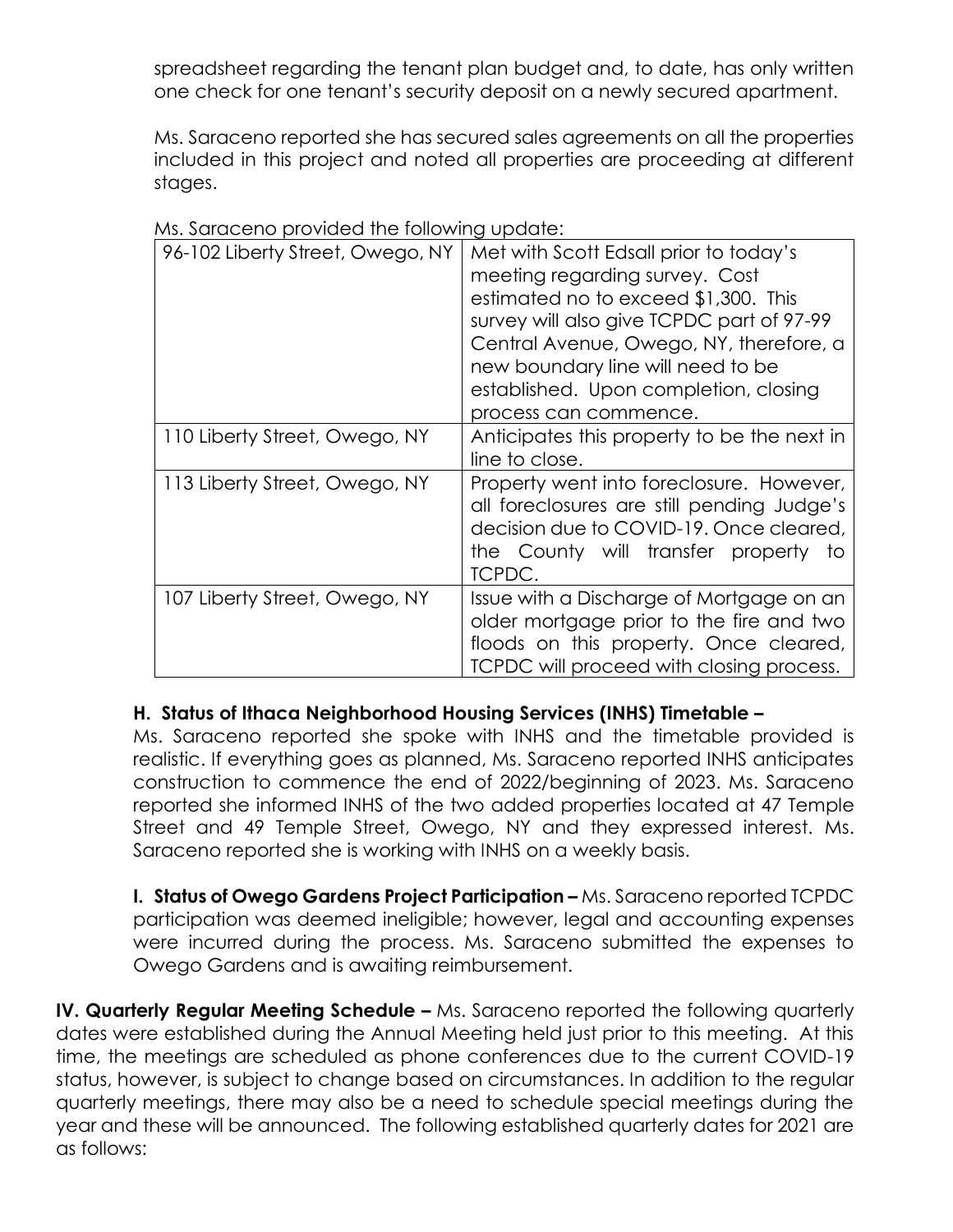spreadsheet regarding the tenant plan budget and, to date, has only written one check for one tenant's security deposit on a newly secured apartment.

Ms. Saraceno reported she has secured sales agreements on all the properties included in this project and noted all properties are proceeding at different stages.

Ms. Saraceno provided the following update:

| | |
|---|---|
| 96-102 Liberty Street, Owego, NY | Met with Scott Edsall prior to today's meeting regarding survey. Cost estimated no to exceed $1,300. This survey will also give TCPDC part of 97-99 Central Avenue, Owego, NY, therefore, a new boundary line will need to be established. Upon completion, closing process can commence. |
| 110 Liberty Street, Owego, NY | Anticipates this property to be the next in line to close. |
| 113 Liberty Street, Owego, NY | Property went into foreclosure. However, all foreclosures are still pending Judge's decision due to COVID-19. Once cleared, the County will transfer property to TCPDC. |
| 107 Liberty Street, Owego, NY | Issue with a Discharge of Mortgage on an older mortgage prior to the fire and two floods on this property. Once cleared, TCPDC will proceed with closing process. |

**H. Status of Ithaca Neighborhood Housing Services (INHS) Timetable –**
Ms. Saraceno reported she spoke with INHS and the timetable provided is realistic. If everything goes as planned, Ms. Saraceno reported INHS anticipates construction to commence the end of 2022/beginning of 2023. Ms. Saraceno reported she informed INHS of the two added properties located at 47 Temple Street and 49 Temple Street, Owego, NY and they expressed interest. Ms. Saraceno reported she is working with INHS on a weekly basis.

**I. Status of Owego Gardens Project Participation –** Ms. Saraceno reported TCPDC participation was deemed ineligible; however, legal and accounting expenses were incurred during the process. Ms. Saraceno submitted the expenses to Owego Gardens and is awaiting reimbursement.

**IV. Quarterly Regular Meeting Schedule –** Ms. Saraceno reported the following quarterly dates were established during the Annual Meeting held just prior to this meeting. At this time, the meetings are scheduled as phone conferences due to the current COVID-19 status, however, is subject to change based on circumstances. In addition to the regular quarterly meetings, there may also be a need to schedule special meetings during the year and these will be announced. The following established quarterly dates for 2021 are as follows: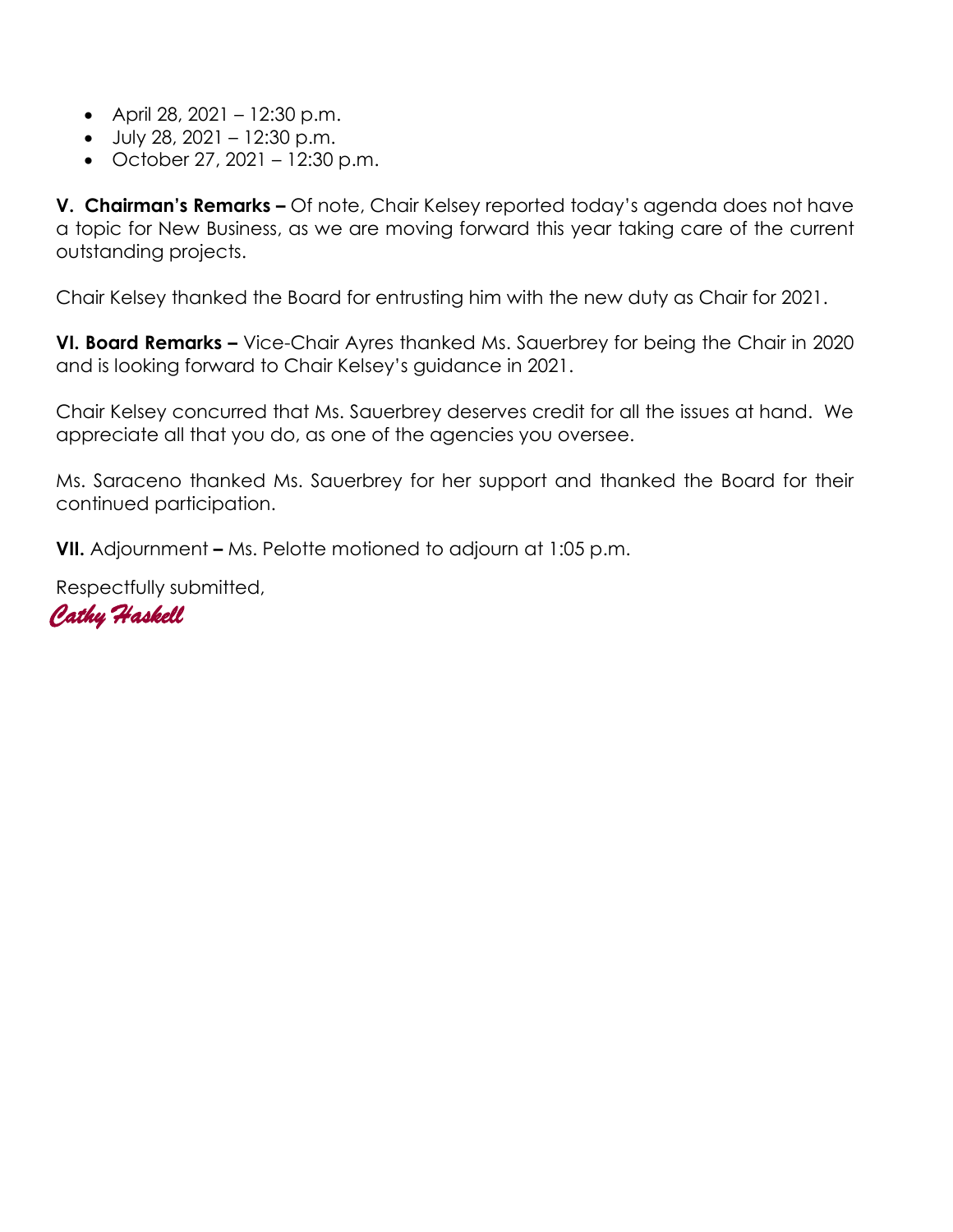- April 28, 2021 – 12:30 p.m.
- July 28, 2021 – 12:30 p.m.
- October 27, 2021 – 12:30 p.m.

**V. Chairman's Remarks –** Of note, Chair Kelsey reported today's agenda does not have a topic for New Business, as we are moving forward this year taking care of the current outstanding projects.

Chair Kelsey thanked the Board for entrusting him with the new duty as Chair for 2021.

**VI. Board Remarks –** Vice-Chair Ayres thanked Ms. Sauerbrey for being the Chair in 2020 and is looking forward to Chair Kelsey's guidance in 2021.

Chair Kelsey concurred that Ms. Sauerbrey deserves credit for all the issues at hand. We appreciate all that you do, as one of the agencies you oversee.

Ms. Saraceno thanked Ms. Sauerbrey for her support and thanked the Board for their continued participation.

**VII.** Adjournment **–** Ms. Pelotte motioned to adjourn at 1:05 p.m.

Respectfully submitted,

*Cathy Haskell*